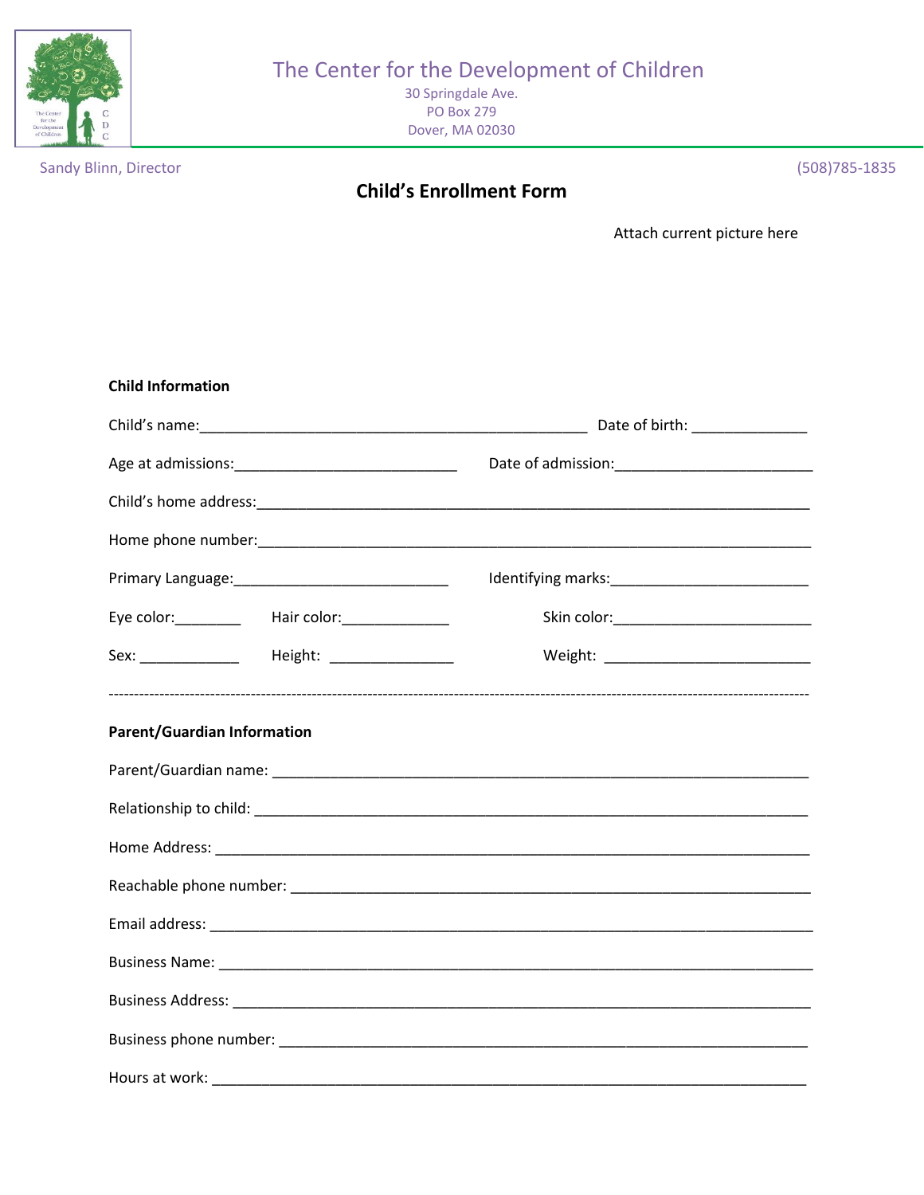# The Center for the Development of Children

30 Springdale Ave.
PO Box 279
Dover, MA 02030

Sandy Blinn, Director

(508)785-1835

## Child's Enrollment Form

Attach current picture here

**Child Information**

Child's name:_______________________________________________ Date of birth: ______________

Age at admissions:___________________________ Date of admission:________________________

Child's home address:____________________________________________________________________

Home phone number:____________________________________________________________________

Primary Language:__________________________ Identifying marks:________________________

Eye color:________ Hair color:_____________ Skin color:________________________

Sex: ____________ Height: _______________ Weight: ________________________

---

**Parent/Guardian Information**

Parent/Guardian name: _________________________________________________________________

Relationship to child: _________________________________________________________________

Home Address: ______________________________________________________________________

Reachable phone number: _______________________________________________________________

Email address: ______________________________________________________________________

Business Name: ______________________________________________________________________

Business Address: ____________________________________________________________________

Business phone number: ________________________________________________________________

Hours at work: ______________________________________________________________________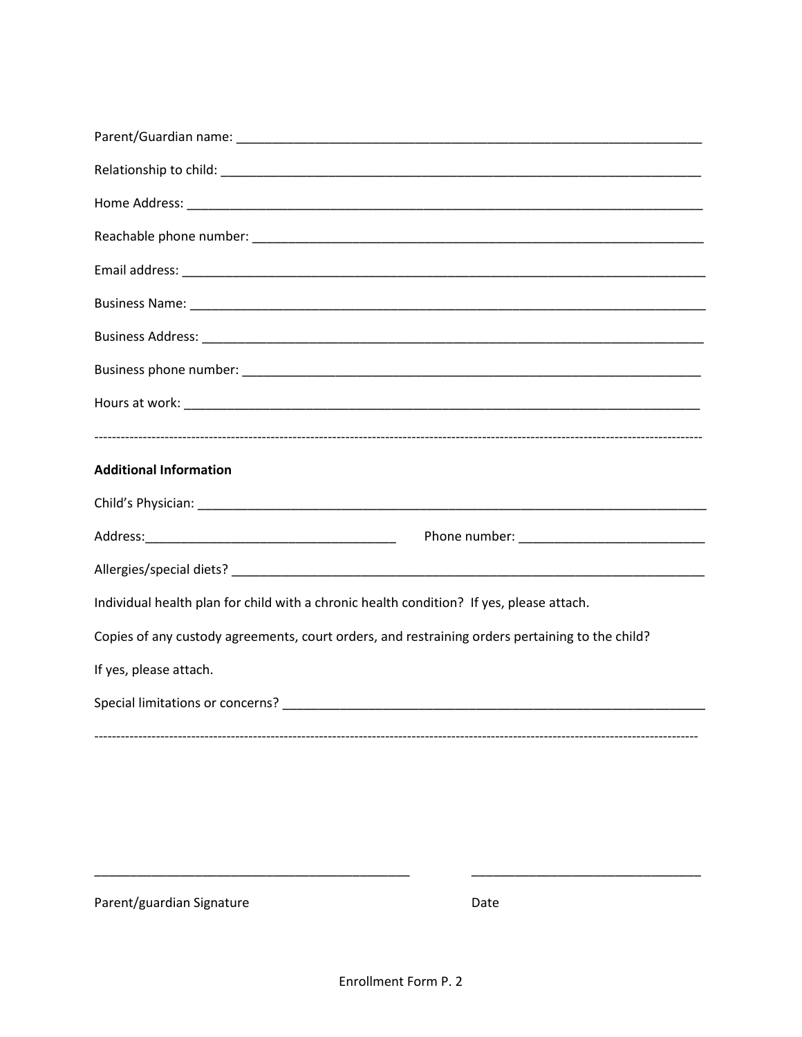Parent/Guardian name: ___________________________________________________________________

Relationship to child: ___________________________________________________________________

Home Address: _________________________________________________________________________

Reachable phone number: _______________________________________________________________

Email address: _________________________________________________________________________

Business Name: _________________________________________________________________________

Business Address: ______________________________________________________________________

Business phone number: _________________________________________________________________

Hours at work: _________________________________________________________________________

---

**Additional Information**

Child's Physician: ______________________________________________________________________

Address:____________________________________ Phone number: __________________________

Allergies/special diets? __________________________________________________________________

Individual health plan for child with a chronic health condition? If yes, please attach.

Copies of any custody agreements, court orders, and restraining orders pertaining to the child?

If yes, please attach.

Special limitations or concerns? ____________________________________________________________

---

_____________________________________________ _________________________________

Parent/guardian Signature Date

Enrollment Form P. 2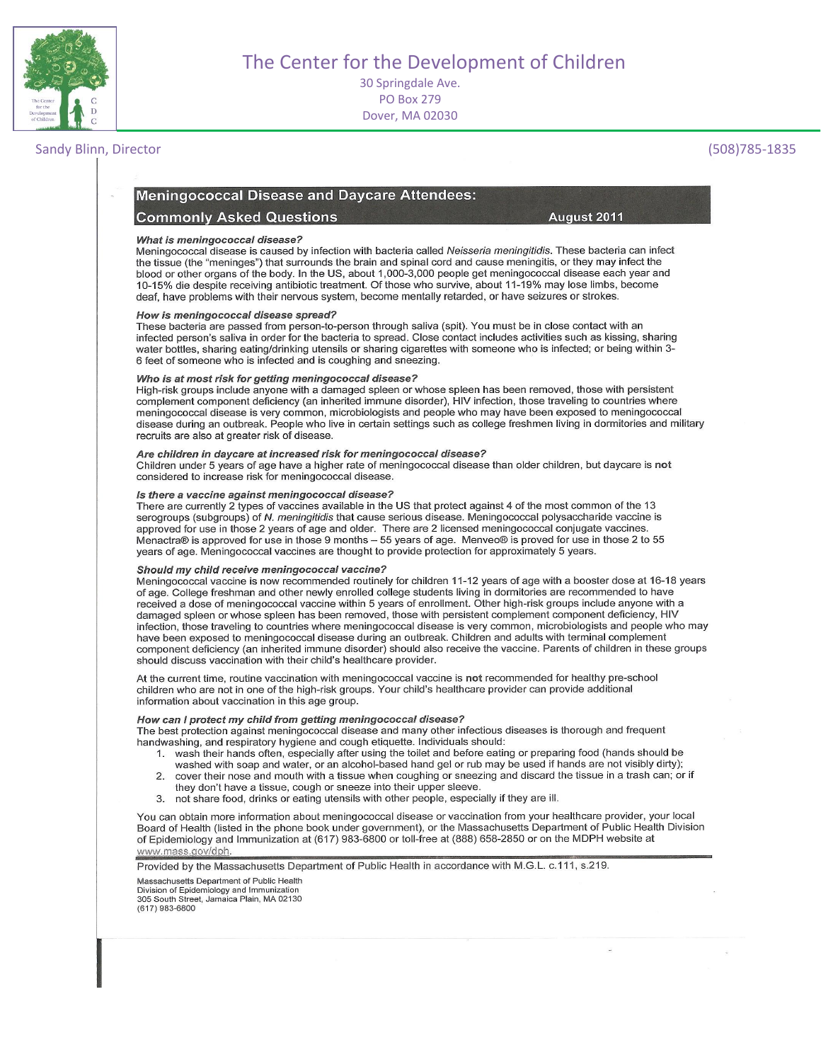# The Center for the Development of Children

30 Springdale Ave.
PO Box 279
Dover, MA 02030

Sandy Blinn, Director (508)785-1835

## Meningococcal Disease and Daycare Attendees: Commonly Asked Questions

August 2011

### *What is meningococcal disease?*

Meningococcal disease is caused by infection with bacteria called *Neisseria meningitidis*. These bacteria can infect the tissue (the "meninges") that surrounds the brain and spinal cord and cause meningitis, or they may infect the blood or other organs of the body. In the US, about 1,000-3,000 people get meningococcal disease each year and 10-15% die despite receiving antibiotic treatment. Of those who survive, about 11-19% may lose limbs, become deaf, have problems with their nervous system, become mentally retarded, or have seizures or strokes.

### *How is meningococcal disease spread?*

These bacteria are passed from person-to-person through saliva (spit). You must be in close contact with an infected person's saliva in order for the bacteria to spread. Close contact includes activities such as kissing, sharing water bottles, sharing eating/drinking utensils or sharing cigarettes with someone who is infected; or being within 3-6 feet of someone who is infected and is coughing and sneezing.

### *Who is at most risk for getting meningococcal disease?*

High-risk groups include anyone with a damaged spleen or whose spleen has been removed, those with persistent complement component deficiency (an inherited immune disorder), HIV infection, those traveling to countries where meningococcal disease is very common, microbiologists and people who may have been exposed to meningococcal disease during an outbreak. People who live in certain settings such as college freshmen living in dormitories and military recruits are also at greater risk of disease.

### *Are children in daycare at increased risk for meningococcal disease?*

Children under 5 years of age have a higher rate of meningococcal disease than older children, but daycare is **not** considered to increase risk for meningococcal disease.

### *Is there a vaccine against meningococcal disease?*

There are currently 2 types of vaccines available in the US that protect against 4 of the most common of the 13 serogroups (subgroups) of *N. meningitidis* that cause serious disease. Meningococcal polysaccharide vaccine is approved for use in those 2 years of age and older. There are 2 licensed meningococcal conjugate vaccines. Menactra® is approved for use in those 9 months – 55 years of age. Menveo® is proved for use in those 2 to 55 years of age. Meningococcal vaccines are thought to provide protection for approximately 5 years.

### *Should my child receive meningococcal vaccine?*

Meningococcal vaccine is now recommended routinely for children 11-12 years of age with a booster dose at 16-18 years of age. College freshman and other newly enrolled college students living in dormitories are recommended to have received a dose of meningococcal vaccine within 5 years of enrollment. Other high-risk groups include anyone with a damaged spleen or whose spleen has been removed, those with persistent complement component deficiency, HIV infection, those traveling to countries where meningococcal disease is very common, microbiologists and people who may have been exposed to meningococcal disease during an outbreak. Children and adults with terminal complement component deficiency (an inherited immune disorder) should also receive the vaccine. Parents of children in these groups should discuss vaccination with their child's healthcare provider.

At the current time, routine vaccination with meningococcal vaccine is **not** recommended for healthy pre-school children who are not in one of the high-risk groups. Your child's healthcare provider can provide additional information about vaccination in this age group.

### *How can I protect my child from getting meningococcal disease?*

The best protection against meningococcal disease and many other infectious diseases is thorough and frequent handwashing, and respiratory hygiene and cough etiquette. Individuals should:

1. wash their hands often, especially after using the toilet and before eating or preparing food (hands should be washed with soap and water, or an alcohol-based hand gel or rub may be used if hands are not visibly dirty);
2. cover their nose and mouth with a tissue when coughing or sneezing and discard the tissue in a trash can; or if they don't have a tissue, cough or sneeze into their upper sleeve.
3. not share food, drinks or eating utensils with other people, especially if they are ill.

You can obtain more information about meningococcal disease or vaccination from your healthcare provider, your local Board of Health (listed in the phone book under government), or the Massachusetts Department of Public Health Division of Epidemiology and Immunization at (617) 983-6800 or toll-free at (888) 658-2850 or on the MDPH website at www.mass.gov/dph.

---

Provided by the Massachusetts Department of Public Health in accordance with M.G.L. c.111, s.219.

Massachusetts Department of Public Health
Division of Epidemiology and Immunization
305 South Street, Jamaica Plain, MA 02130
(617) 983-6800